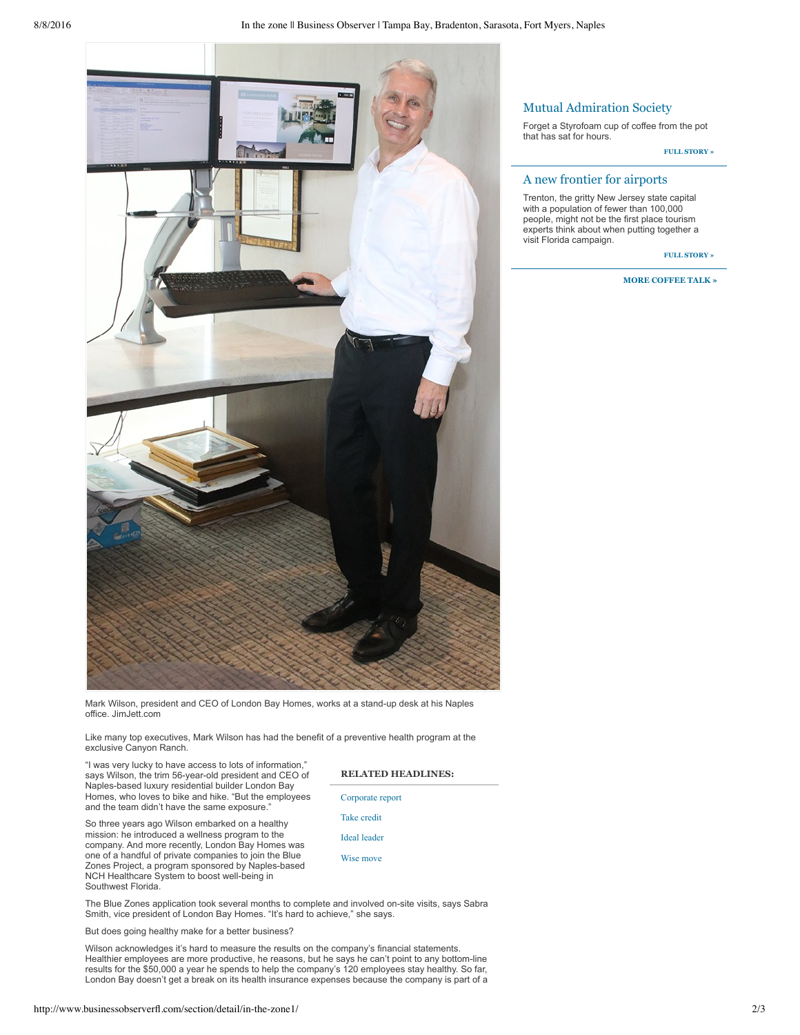Mark Wilson, president and CEO of London Bay Homes, works at a stand-up desk at his Naples office. JimJett.com

Like many top executives, Mark Wilson has had the benefit of a preventive health program at the exclusive Canyon Ranch.

"I was very lucky to have access to lots of information," says Wilson, the trim 56-year-old president and CEO of Naples-based luxury residential builder London Bay Homes, who loves to bike and hike. "But the employees and the team didn't have the same exposure."

So three years ago Wilson embarked on a healthy mission: he introduced a wellness program to the company. And more recently, London Bay Homes was one of a handful of private companies to join the Blue Zones Project, a program sponsored by Naples-based NCH Healthcare System to boost well-being in Southwest Florida.

**RELATED HEADLINES:**

- Corporate report
- Take credit
- Ideal leader
- Wise move

The Blue Zones application took several months to complete and involved on-site visits, says Sabra Smith, vice president of London Bay Homes. "It's hard to achieve," she says.

But does going healthy make for a better business?

Wilson acknowledges it's hard to measure the results on the company's financial statements. Healthier employees are more productive, he reasons, but he says he can't point to any bottom-line results for the $50,000 a year he spends to help the company's 120 employees stay healthy. So far, London Bay doesn't get a break on its health insurance expenses because the company is part of a

## Mutual Admiration Society

Forget a Styrofoam cup of coffee from the pot that has sat for hours.

FULL STORY »

## A new frontier for airports

Trenton, the gritty New Jersey state capital with a population of fewer than 100,000 people, might not be the first place tourism experts think about when putting together a visit Florida campaign.

FULL STORY »

MORE COFFEE TALK »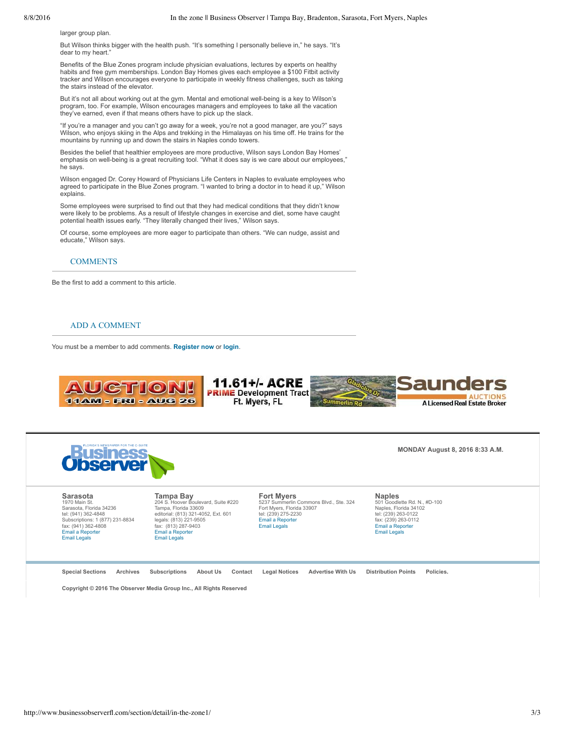larger group plan.

But Wilson thinks bigger with the health push. “It’s something I personally believe in,” he says. “It’s dear to my heart.”

Benefits of the Blue Zones program include physician evaluations, lectures by experts on healthy habits and free gym memberships. London Bay Homes gives each employee a $100 Fitbit activity tracker and Wilson encourages everyone to participate in weekly fitness challenges, such as taking the stairs instead of the elevator.

But it’s not all about working out at the gym. Mental and emotional well-being is a key to Wilson’s program, too. For example, Wilson encourages managers and employees to take all the vacation they’ve earned, even if that means others have to pick up the slack.

“If you’re a manager and you can’t go away for a week, you’re not a good manager, are you?” says Wilson, who enjoys skiing in the Alps and trekking in the Himalayas on his time off. He trains for the mountains by running up and down the stairs in Naples condo towers.

Besides the belief that healthier employees are more productive, Wilson says London Bay Homes’ emphasis on well-being is a great recruiting tool. “What it does say is we care about our employees,” he says.

Wilson engaged Dr. Corey Howard of Physicians Life Centers in Naples to evaluate employees who agreed to participate in the Blue Zones program. “I wanted to bring a doctor in to head it up,” Wilson explains.

Some employees were surprised to find out that they had medical conditions that they didn’t know were likely to be problems. As a result of lifestyle changes in exercise and diet, some have caught potential health issues early. “They literally changed their lives,” Wilson says.

Of course, some employees are more eager to participate than others. “We can nudge, assist and educate,” Wilson says.

## COMMENTS

Be the first to add a comment to this article.

## ADD A COMMENT

You must be a member to add comments. **Register now** or **login**.

AUCTION! 11AM - FRI - AUG 26 11.61+/- ACRE PRIME Development Tract Ft. Myers, FL Gladiolus Dr Summerlin Rd Saunders AUCTIONS A Licensed Real Estate Broker

FLORIDA'S NEWSPAPER FOR THE C-SUITE Business Observer

MONDAY August 8, 2016 8:33 A.M.

**Sarasota**
1970 Main St.
Sarasota, Florida 34236
tel: (941) 362-4848
Subscriptions: 1 (877) 231-8834
fax: (941) 362-4808
Email a Reporter
Email Legals

**Tampa Bay**
204 S. Hoover Boulevard, Suite #220
Tampa, Florida 33609
editorial: (813) 321-4052, Ext. 601
legals: (813) 221-9505
fax: (813) 287-9403
Email a Reporter
Email Legals

**Fort Myers**
5237 Summerlin Commons Blvd., Ste. 324
Fort Myers, Florida 33907
tel: (239) 275-2230
Email a Reporter
Email Legals

**Naples**
501 Goodlette Rd. N., #D-100
Naples, Florida 34102
tel: (239) 263-0122
fax: (239) 263-0112
Email a Reporter
Email Legals

Special Sections | Archives | Subscriptions | About Us | Contact | Legal Notices | Advertise With Us | Distribution Points | Policies.

Copyright © 2016 The Observer Media Group Inc., All Rights Reserved